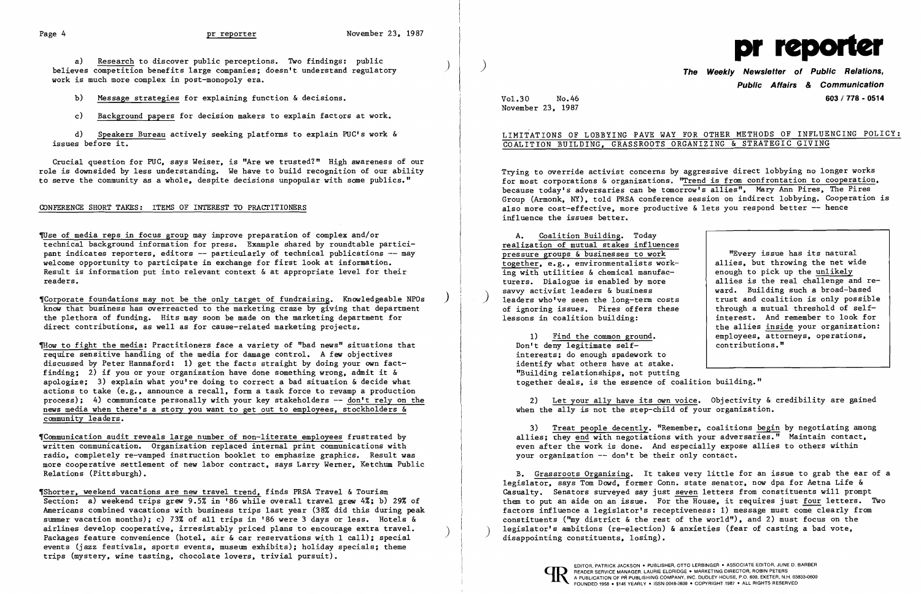a) Research to discover public perceptions. Two findings: public believes competition benefits large companies; doesn't understand regulatory work is much more complex in post-monopoly era.

b) Message strategies for explaining function & decisions.

c) Background papers for decision makers to explain factors at work.

d) Speakers Bureau actively seeking platforms to explain PUC's work & issues before it.

Crucial question for PUC, says Weiser, is "Are we trusted?" High awareness of our role is downsided by less understanding. We have to build recognition of our ability to serve the community as a whole, despite decisions unpopular with some publics."

## CONFERENCE SHORT TAKES: ITEMS OF INTEREST TO PRACTITIONERS

¶Use of media reps in focus group may improve preparation of complex and/or technical background information for press. Example shared by roundtable participant indicates reporters, editors -- particularly of technical publications -- may welcome opportunity to participate in exchange for first look at information. Result is information put into relevant context & at appropriate level for their readers.

¶Corporate foundations may not be the only target of fundraising. Knowledgeable NPOs know that business has overreacted to the marketing craze by giving that department the plethora of funding. Hits may soon be made on the marketing department for direct contributions, as well as for cause-related marketing projects.

¶How to fight the media: Practitioners face a variety of "bad news" situations that require sensitive handling of the media for damage control. A few objectives discussed by Peter Hannaford: 1) get the facts straight by doing your own fact-finding; 2) if you or your organization have done something wrong, admit it & apologize; 3) explain what you're doing to correct a bad situation & decide what actions to take (e.g., announce a recall, form a task force to revamp a production process); 4) communicate personally with your key stakeholders -- don't rely on the news media when there's a story you want to get out to employees, stockholders & community leaders.

¶Communication audit reveals large number of non-literate employees frustrated by written communication. Organization replaced internal print communications with radio, completely re-vamped instruction booklet to emphasize graphics. Result was more cooperative settlement of new labor contract, says Larry Werner, Ketchum Public Relations (Pittsburgh).

¶Shorter, weekend vacations are new travel trend, finds PRSA Travel & Tourism Section: a) weekend trips grew 9.5% in '86 while overall travel grew 4%; b) 29% of Americans combined vacations with business trips last year (38% did this during peak summer vacation months); c) 73% of all trips in '86 were 3 days or less. Hotels & airlines develop cooperative, irresistably priced plans to encourage extra travel. Packages feature convenience (hotel, air & car reservations with 1 call); special events (jazz festivals, sports events, museum exhibits); holiday specials; theme trips (mystery, wine tasting, chocolate lovers, trivial pursuit).

# pr reporter

**The Weekly Newsletter of Public Relations, Public Affairs & Communication**

603 / 778 - 0514

Vol.30 No.46
November 23, 1987

## LIMITATIONS OF LOBBYING PAVE WAY FOR OTHER METHODS OF INFLUENCING POLICY: COALITION BUILDING, GRASSROOTS ORGANIZING & STRATEGIC GIVING

Trying to override activist concerns by aggressive direct lobbying no longer works for most corporations & organizations. "Trend is from confrontation to cooperation, because today's adversaries can be tomorrow's allies", Mary Ann Pires, The Pires Group (Armonk, NY), told PRSA conference session on indirect lobbying. Cooperation is also more cost-effective, more productive & lets you respond better -- hence influence the issues better.

A. Coalition Building. Today realization of mutual stakes influences pressure groups & businesses to work together, e.g., environmentalists working with utilities & chemical manufacturers. Dialogue is enabled by more savvy activist leaders & business leaders who've seen the long-term costs of ignoring issues. Pires offers these lessons in coalition building:

> "Every issue has its natural allies, but throwing the net wide enough to pick up the unlikely allies is the real challenge and reward. Building such a broad-based trust and coalition is only possible through a mutual threshold of self-interest. And remember to look for the allies inside your organization: employees, attorneys, operations, contributions."

1) Find the common ground. Don't deny legitimate self-interests; do enough spadework to identify what others have at stake. "Building relationships, not putting together deals, is the essence of coalition building."

2) Let your ally have its own voice. Objectivity & credibility are gained when the ally is not the step-child of your organization.

3) Treat people decently. "Remember, coalitions begin by negotiating among allies; they end with negotiations with your adversaries." Maintain contact, even after the work is done. And especially expose allies to others within your organization -- don't be their only contact.

B. Grassroots Organizing. It takes very little for an issue to grab the ear of a legislator, says Tom Dowd, former Conn. state senator, now dpa for Aetna Life & Casualty. Senators surveyed say just seven letters from constituents will prompt them to put an aide on an issue. For the House, it requires just four letters. Two factors influence a legislator's receptiveness: 1) message must come clearly from constituents ("my district & the rest of the world"), and 2) must focus on the legislator's ambitions (re-election) & anxieties (fear of casting a bad vote, disappointing constituents, losing).

EDITOR, PATRICK JACKSON • PUBLISHER, OTTO LERBINGER • ASSOCIATE EDITOR, JUNE D. BARBER
READER SERVICE MANAGER, LAURIE ELDRIDGE • MARKETING DIRECTOR, ROBIN PETERS
A PUBLICATION OF PR PUBLISHING COMPANY, INC. DUDLEY HOUSE, P.O. 600, EXETER, N.H. 03833-0600
FOUNDED 1958 • $145 YEARLY • ISSN 0048-2609 • COPYRIGHT 1987 • ALL RIGHTS RESERVED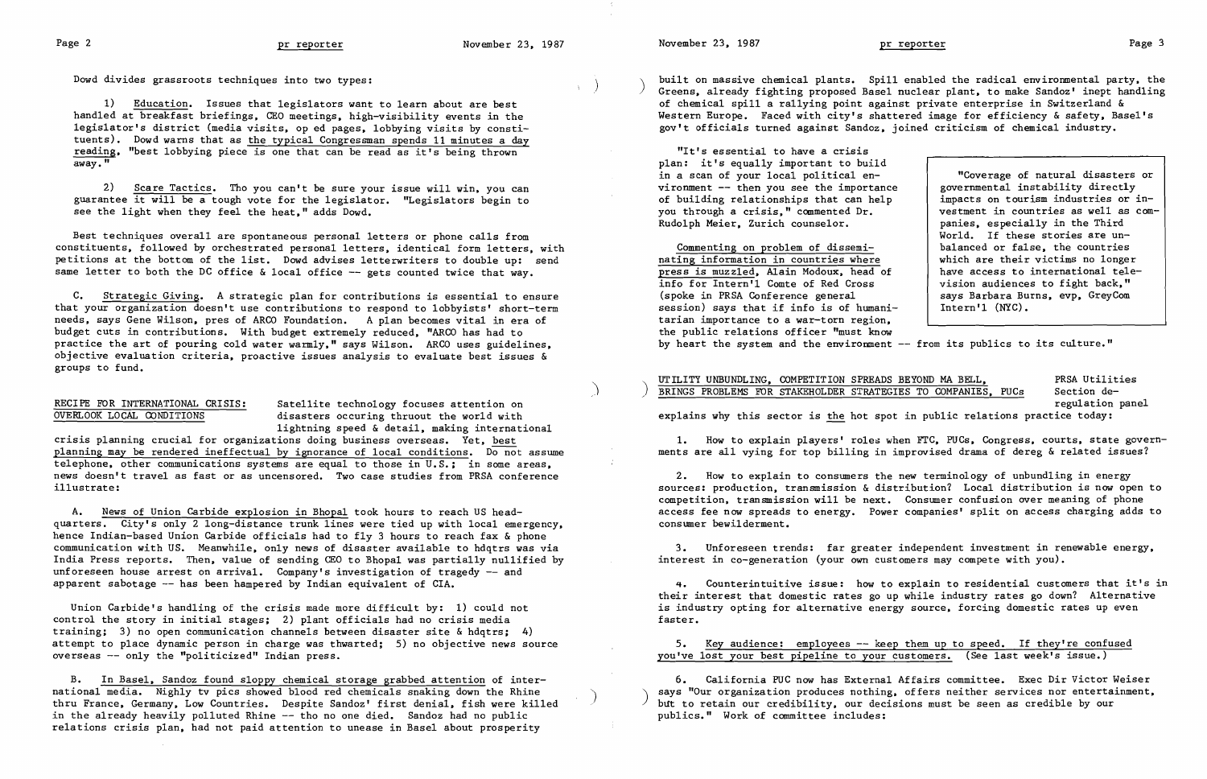Dowd divides grassroots techniques into two types:

1) Education. Issues that legislators want to learn about are best handled at breakfast briefings, CEO meetings, high-visibility events in the legislator's district (media visits, op ed pages, lobbying visits by constituents). Dowd warns that as the typical Congressman spends 11 minutes a day reading, "best lobbying piece is one that can be read as it's being thrown away."

2) Scare Tactics. Tho you can't be sure your issue will win, you can guarantee it will be a tough vote for the legislator. "Legislators begin to see the light when they feel the heat," adds Dowd.

Best techniques overall are spontaneous personal letters or phone calls from constituents, followed by orchestrated personal letters, identical form letters, with petitions at the bottom of the list. Dowd advises letterwriters to double up: send same letter to both the DC office & local office -- gets counted twice that way.

C. Strategic Giving. A strategic plan for contributions is essential to ensure that your organization doesn't use contributions to respond to lobbyists' short-term needs, says Gene Wilson, pres of ARCO Foundation. A plan becomes vital in era of budget cuts in contributions. With budget extremely reduced, "ARCO has had to practice the art of pouring cold water warmly," says Wilson. ARCO uses guidelines, objective evaluation criteria, proactive issues analysis to evaluate best issues & groups to fund.

**RECIPE FOR INTERNATIONAL CRISIS: OVERLOOK LOCAL CONDITIONS**

Satellite technology focuses attention on disasters occuring thruout the world with lightning speed & detail, making international crisis planning crucial for organizations doing business overseas. Yet, best planning may be rendered ineffectual by ignorance of local conditions. Do not assume telephone, other communications systems are equal to those in U.S.; in some areas, news doesn't travel as fast or as uncensored. Two case studies from PRSA conference illustrate:

A. News of Union Carbide explosion in Bhopal took hours to reach US headquarters. City's only 2 long-distance trunk lines were tied up with local emergency, hence Indian-based Union Carbide officials had to fly 3 hours to reach fax & phone communication with US. Meanwhile, only news of disaster available to hdqtrs was via India Press reports. Then, value of sending CEO to Bhopal was partially nullified by unforeseen house arrest on arrival. Company's investigation of tragedy -- and apparent sabotage -- has been hampered by Indian equivalent of CIA.

Union Carbide's handling of the crisis made more difficult by: 1) could not control the story in initial stages; 2) plant officials had no crisis media training; 3) no open communication channels between disaster site & hdqtrs; 4) attempt to place dynamic person in charge was thwarted; 5) no objective news source overseas -- only the "politicized" Indian press.

B. In Basel, Sandoz found sloppy chemical storage grabbed attention of international media. Nighly tv pics showed blood red chemicals snaking down the Rhine thru France, Germany, Low Countries. Despite Sandoz' first denial, fish were killed in the already heavily polluted Rhine -- tho no one died. Sandoz had no public relations crisis plan, had not paid attention to unease in Basel about prosperity built on massive chemical plants. Spill enabled the radical environmental party, the Greens, already fighting proposed Basel nuclear plant, to make Sandoz' inept handling of chemical spill a rallying point against private enterprise in Switzerland & Western Europe. Faced with city's shattered image for efficiency & safety, Basel's gov't officials turned against Sandoz, joined criticism of chemical industry.

"It's essential to have a crisis plan: it's equally important to build in a scan of your local political environment -- then you see the importance of building relationships that can help you through a crisis," commented Dr. Rudolph Meier, Zurich counselor.

Commenting on problem of disseminating information in countries where press is muzzled, Alain Modoux, head of info for Intern'l Comte of Red Cross (spoke in PRSA Conference general session) says that if info is of humanitarian importance to a war-torn region, the public relations officer "must know by heart the system and the environment -- from its publics to its culture."

> "Coverage of natural disasters or governmental instability directly impacts on tourism industries or investment in countries as well as companies, especially in the Third World. If these stories are unbalanced or false, the countries which are their victims no longer have access to international television audiences to fight back," says Barbara Burns, evp, GreyCom Intern'l (NYC).

**UTILITY UNBUNDLING, COMPETITION SPREADS BEYOND MA BELL, BRINGS PROBLEMS FOR STAKEHOLDER STRATEGIES TO COMPANIES, PUCs**

PRSA Utilities Section deregulation panel explains why this sector is the hot spot in public relations practice today:

1. How to explain players' roles when FTC, PUCs, Congress, courts, state governments are all vying for top billing in improvised drama of dereg & related issues?

2. How to explain to consumers the new terminology of unbundling in energy sources: production, transmission & distribution? Local distribution is now open to competition, transmission will be next. Consumer confusion over meaning of phone access fee now spreads to energy. Power companies' split on access charging adds to consumer bewilderment.

3. Unforeseen trends: far greater independent investment in renewable energy, interest in co-generation (your own customers may compete with you).

4. Counterintuitive issue: how to explain to residential customers that it's in their interest that domestic rates go up while industry rates go down? Alternative is industry opting for alternative energy source, forcing domestic rates up even faster.

5. Key audience: employees -- keep them up to speed. If they're confused you've lost your best pipeline to your customers. (See last week's issue.)

6. California PUC now has External Affairs committee. Exec Dir Victor Weiser says "Our organization produces nothing, offers neither services nor entertainment, but to retain our credibility, our decisions must be seen as credible by our publics." Work of committee includes: